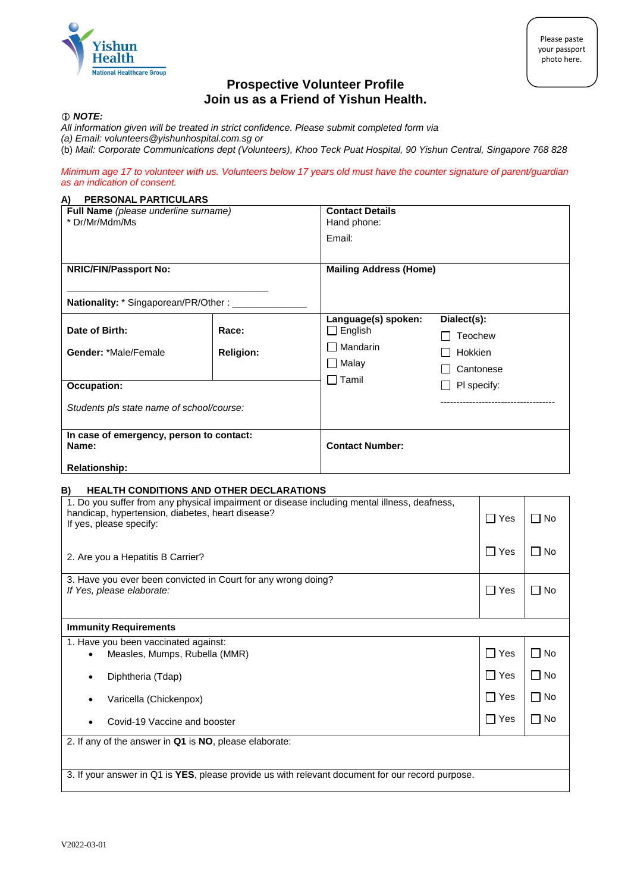Yishun Health
National Healthcare Group

Please paste your passport photo here.

# Prospective Volunteer Profile
## Join us as a Friend of Yishun Health.

ⓘ ***NOTE:***
*All information given will be treated in strict confidence. Please submit completed form via*
*(a) Email: volunteers@yishunhospital.com.sg or*
(b) *Mail: Corporate Communications dept (Volunteers), Khoo Teck Puat Hospital, 90 Yishun Central, Singapore 768 828*

*Minimum age 17 to volunteer with us. Volunteers below 17 years old must have the counter signature of parent/guardian as an indication of consent.*

### A) PERSONAL PARTICULARS

| | | | |
|---|---|---|---|
| **Full Name** *(please underline surname)*<br>* Dr/Mr/Mdm/Ms | | **Contact Details**<br>Hand phone:<br>Email: | |
| **NRIC/FIN/Passport No:** ______________________________<br>**Nationality:** * Singaporean/PR/Other : _____________ | | **Mailing Address (Home)** | |
| **Date of Birth:**<br>**Gender:** *Male/Female | **Race:**<br>**Religion:** | **Language(s) spoken:**<br>☐ English<br>☐ Mandarin<br>☐ Malay<br>☐ Tamil | **Dialect(s):**<br>☐ Teochew<br>☐ Hokkien<br>☐ Cantonese<br>☐ Pl specify:<br>------------------------------------ |
| **Occupation:**<br>*Students pls state name of school/course:* | | | |
| **In case of emergency, person to contact:**<br>**Name:**<br>**Relationship:** | | **Contact Number:** | |

### B) HEALTH CONDITIONS AND OTHER DECLARATIONS

| | | |
|---|---|---|
| 1. Do you suffer from any physical impairment or disease including mental illness, deafness, handicap, hypertension, diabetes, heart disease?<br>If yes, please specify: | ☐ Yes | ☐ No |
| 2. Are you a Hepatitis B Carrier? | ☐ Yes | ☐ No |
| 3. Have you ever been convicted in Court for any wrong doing?<br>*If Yes, please elaborate:* | ☐ Yes | ☐ No |
| **Immunity Requirements** | | |
| 1. Have you been vaccinated against:<br>• Measles, Mumps, Rubella (MMR) | ☐ Yes | ☐ No |
| • Diphtheria (Tdap) | ☐ Yes | ☐ No |
| • Varicella (Chickenpox) | ☐ Yes | ☐ No |
| • Covid-19 Vaccine and booster | ☐ Yes | ☐ No |
| 2. If any of the answer in **Q1** is **NO**, please elaborate: | | |
| 3. If your answer in Q1 is **YES**, please provide us with relevant document for our record purpose. | | |

V2022-03-01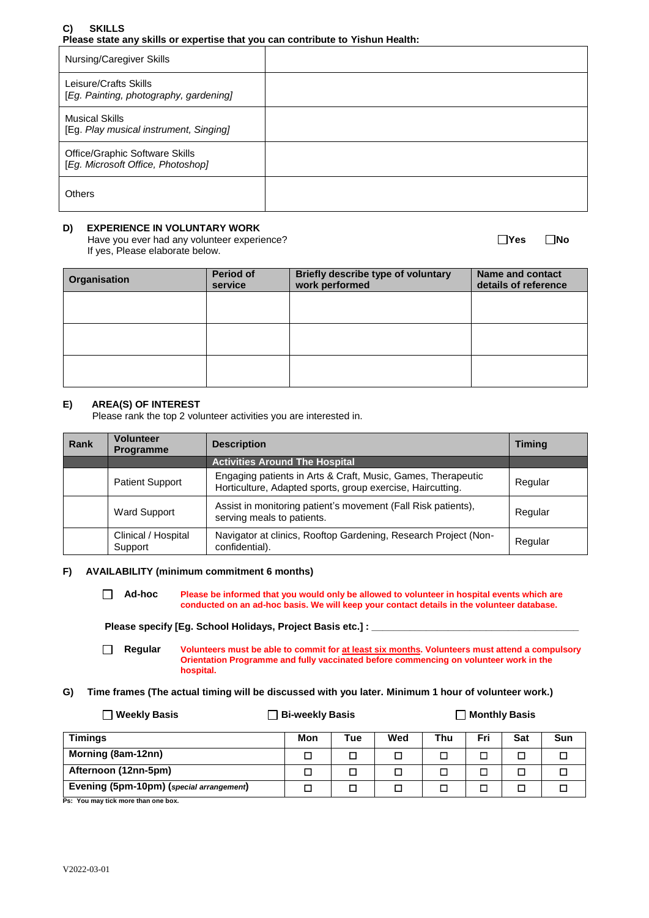## C) SKILLS

**Please state any skills or expertise that you can contribute to Yishun Health:**

| | |
|---|---|
| Nursing/Caregiver Skills | |
| Leisure/Crafts Skills<br>[*Eg. Painting, photography, gardening]* | |
| Musical Skills<br>[Eg. *Play musical instrument, Singing]* | |
| Office/Graphic Software Skills<br>[*Eg. Microsoft Office, Photoshop]* | |
| Others | |

## D) EXPERIENCE IN VOLUNTARY WORK

Have you ever had any volunteer experience? ☐ **Yes** ☐ **No**

If yes, Please elaborate below.

| Organisation | Period of service | Briefly describe type of voluntary work performed | Name and contact details of reference |
|---|---|---|---|
| | | | |
| | | | |
| | | | |

## E) AREA(S) OF INTEREST

Please rank the top 2 volunteer activities you are interested in.

| Rank | Volunteer Programme | Description | Timing |
|---|---|---|---|
| | | **Activities Around The Hospital** | |
| | Patient Support | Engaging patients in Arts & Craft, Music, Games, Therapeutic Horticulture, Adapted sports, group exercise, Haircutting. | Regular |
| | Ward Support | Assist in monitoring patient's movement (Fall Risk patients), serving meals to patients. | Regular |
| | Clinical / Hospital Support | Navigator at clinics, Rooftop Gardening, Research Project (Non-confidential). | Regular |

## F) AVAILABILITY (minimum commitment 6 months)

☐ **Ad-hoc** **Please be informed that you would only be allowed to volunteer in hospital events which are conducted on an ad-hoc basis. We will keep your contact details in the volunteer database.**

**Please specify [Eg. School Holidays, Project Basis etc.] :** ______________________________________

☐ **Regular** **Volunteers must be able to commit for at least six months. Volunteers must attend a compulsory Orientation Programme and fully vaccinated before commencing on volunteer work in the hospital.**

## G) Time frames (The actual timing will be discussed with you later. Minimum 1 hour of volunteer work.)

☐ **Weekly Basis** ☐ **Bi-weekly Basis** ☐ **Monthly Basis**

| Timings | Mon | Tue | Wed | Thu | Fri | Sat | Sun |
|---|---|---|---|---|---|---|---|
| **Morning (8am-12nn)** | ☐ | ☐ | ☐ | ☐ | ☐ | ☐ | ☐ |
| **Afternoon (12nn-5pm)** | ☐ | ☐ | ☐ | ☐ | ☐ | ☐ | ☐ |
| **Evening (5pm-10pm) (*special arrangement*)** | ☐ | ☐ | ☐ | ☐ | ☐ | ☐ | ☐ |

**Ps: You may tick more than one box.**

V2022-03-01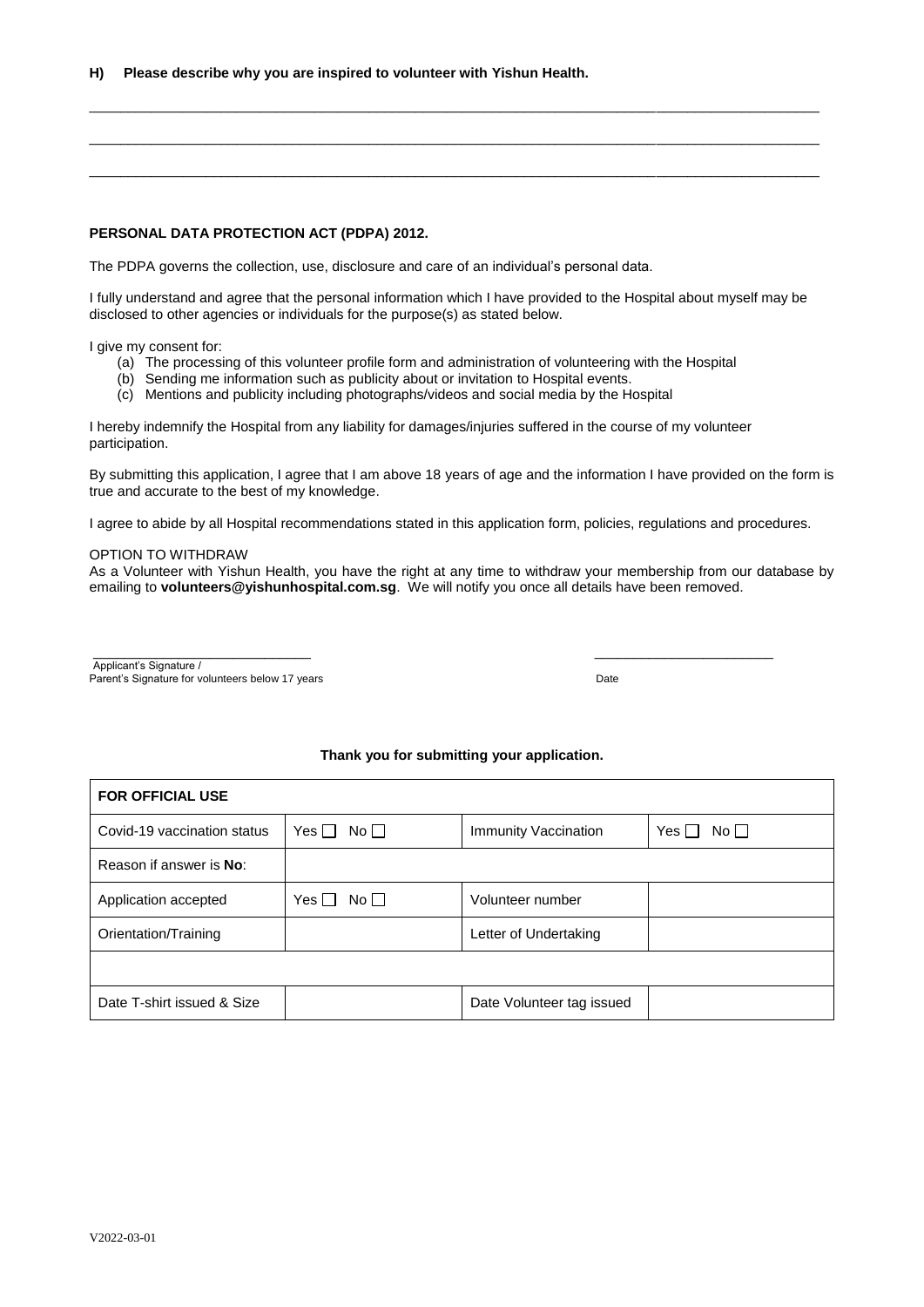**H) Please describe why you are inspired to volunteer with Yishun Health.**

\_\_\_\_\_\_\_\_\_\_\_\_\_\_\_\_\_\_\_\_\_\_\_\_\_\_\_\_\_\_\_\_\_\_\_\_\_\_\_\_\_\_\_\_\_\_\_\_\_\_\_\_\_\_\_\_\_\_\_\_\_\_\_\_\_\_\_\_\_\_\_\_\_\_\_\_\_\_

\_\_\_\_\_\_\_\_\_\_\_\_\_\_\_\_\_\_\_\_\_\_\_\_\_\_\_\_\_\_\_\_\_\_\_\_\_\_\_\_\_\_\_\_\_\_\_\_\_\_\_\_\_\_\_\_\_\_\_\_\_\_\_\_\_\_\_\_\_\_\_\_\_\_\_\_\_\_

\_\_\_\_\_\_\_\_\_\_\_\_\_\_\_\_\_\_\_\_\_\_\_\_\_\_\_\_\_\_\_\_\_\_\_\_\_\_\_\_\_\_\_\_\_\_\_\_\_\_\_\_\_\_\_\_\_\_\_\_\_\_\_\_\_\_\_\_\_\_\_\_\_\_\_\_\_\_

**PERSONAL DATA PROTECTION ACT (PDPA) 2012.**

The PDPA governs the collection, use, disclosure and care of an individual's personal data.

I fully understand and agree that the personal information which I have provided to the Hospital about myself may be disclosed to other agencies or individuals for the purpose(s) as stated below.

I give my consent for:

(a) The processing of this volunteer profile form and administration of volunteering with the Hospital
(b) Sending me information such as publicity about or invitation to Hospital events.
(c) Mentions and publicity including photographs/videos and social media by the Hospital

I hereby indemnify the Hospital from any liability for damages/injuries suffered in the course of my volunteer participation.

By submitting this application, I agree that I am above 18 years of age and the information I have provided on the form is true and accurate to the best of my knowledge.

I agree to abide by all Hospital recommendations stated in this application form, policies, regulations and procedures.

OPTION TO WITHDRAW
As a Volunteer with Yishun Health, you have the right at any time to withdraw your membership from our database by emailing to **volunteers@yishunhospital.com.sg**. We will notify you once all details have been removed.

\_\_\_\_\_\_\_\_\_\_\_\_\_\_\_\_\_\_\_\_\_\_\_\_\_\_\_\_\_\_ \_\_\_\_\_\_\_\_\_\_\_\_\_\_\_\_\_\_\_\_\_\_\_\_\_\_
Applicant's Signature /
Parent's Signature for volunteers below 17 years Date

**Thank you for submitting your application.**

| **FOR OFFICIAL USE** | | | |
|---|---|---|---|
| Covid-19 vaccination status | Yes ☐ No ☐ | Immunity Vaccination | Yes ☐ No ☐ |
| Reason if answer is **No**: | | | |
| Application accepted | Yes ☐ No ☐ | Volunteer number | |
| Orientation/Training | | Letter of Undertaking | |
| | | | |
| Date T-shirt issued & Size | | Date Volunteer tag issued | |

V2022-03-01